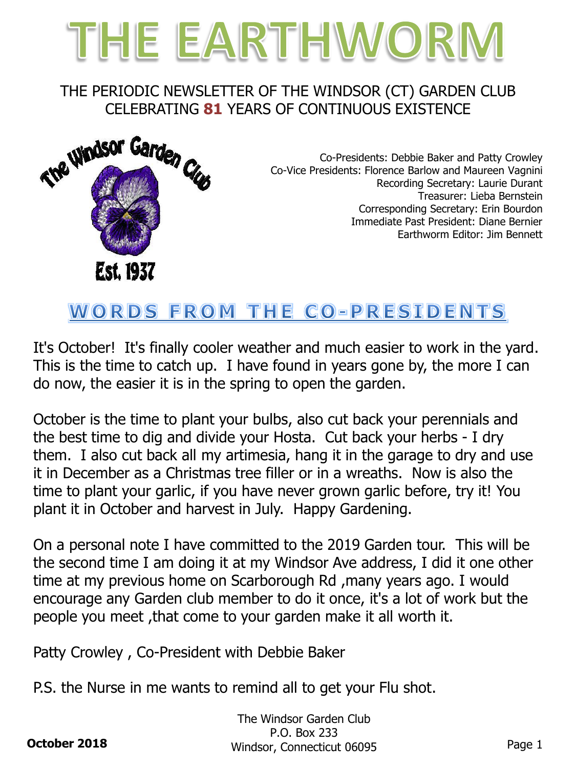# THE EARTHWORM

THE PERIODIC NEWSLETTER OF THE WINDSOR (CT) GARDEN CLUB
CELEBRATING **81** YEARS OF CONTINUOUS EXISTENCE

The Windsor Garden Club
Est. 1937

Co-Presidents: Debbie Baker and Patty Crowley
Co-Vice Presidents: Florence Barlow and Maureen Vagnini
Recording Secretary: Laurie Durant
Treasurer: Lieba Bernstein
Corresponding Secretary: Erin Bourdon
Immediate Past President: Diane Bernier
Earthworm Editor: Jim Bennett

## WORDS FROM THE CO-PRESIDENTS

It's October! It's finally cooler weather and much easier to work in the yard. This is the time to catch up. I have found in years gone by, the more I can do now, the easier it is in the spring to open the garden.

October is the time to plant your bulbs, also cut back your perennials and the best time to dig and divide your Hosta. Cut back your herbs - I dry them. I also cut back all my artimesia, hang it in the garage to dry and use it in December as a Christmas tree filler or in a wreaths. Now is also the time to plant your garlic, if you have never grown garlic before, try it! You plant it in October and harvest in July. Happy Gardening.

On a personal note I have committed to the 2019 Garden tour. This will be the second time I am doing it at my Windsor Ave address, I did it one other time at my previous home on Scarborough Rd ,many years ago. I would encourage any Garden club member to do it once, it's a lot of work but the people you meet ,that come to your garden make it all worth it.

Patty Crowley , Co-President with Debbie Baker

P.S. the Nurse in me wants to remind all to get your Flu shot.

**October 2018**

The Windsor Garden Club
P.O. Box 233
Windsor, Connecticut 06095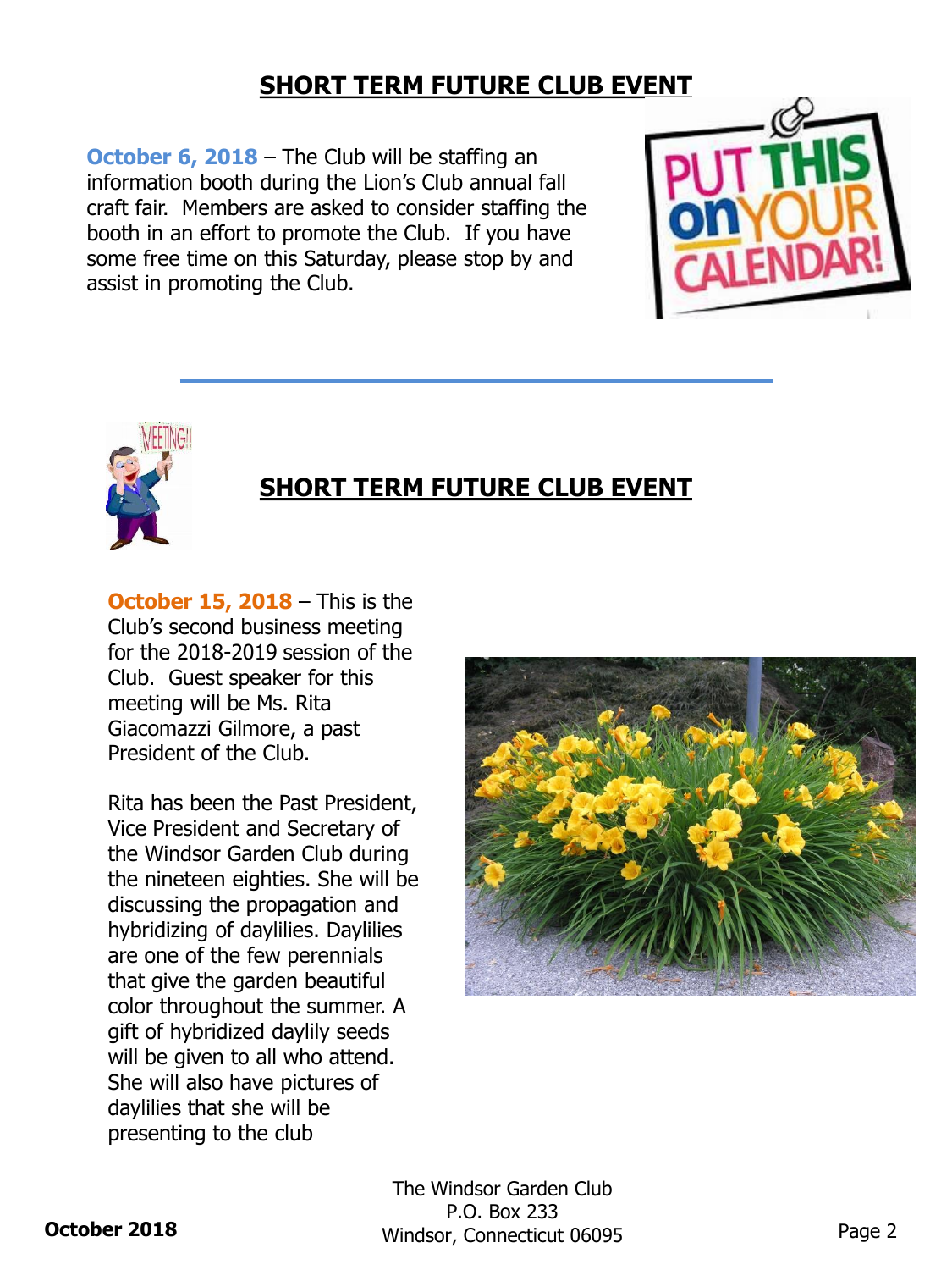## SHORT TERM FUTURE CLUB EVENT

**October 6, 2018** – The Club will be staffing an information booth during the Lion's Club annual fall craft fair. Members are asked to consider staffing the booth in an effort to promote the Club. If you have some free time on this Saturday, please stop by and assist in promoting the Club.

---

## SHORT TERM FUTURE CLUB EVENT

**October 15, 2018** – This is the Club's second business meeting for the 2018-2019 session of the Club. Guest speaker for this meeting will be Ms. Rita Giacomazzi Gilmore, a past President of the Club.

Rita has been the Past President, Vice President and Secretary of the Windsor Garden Club during the nineteen eighties. She will be discussing the propagation and hybridizing of daylilies. Daylilies are one of the few perennials that give the garden beautiful color throughout the summer. A gift of hybridized daylily seeds will be given to all who attend. She will also have pictures of daylilies that she will be presenting to the club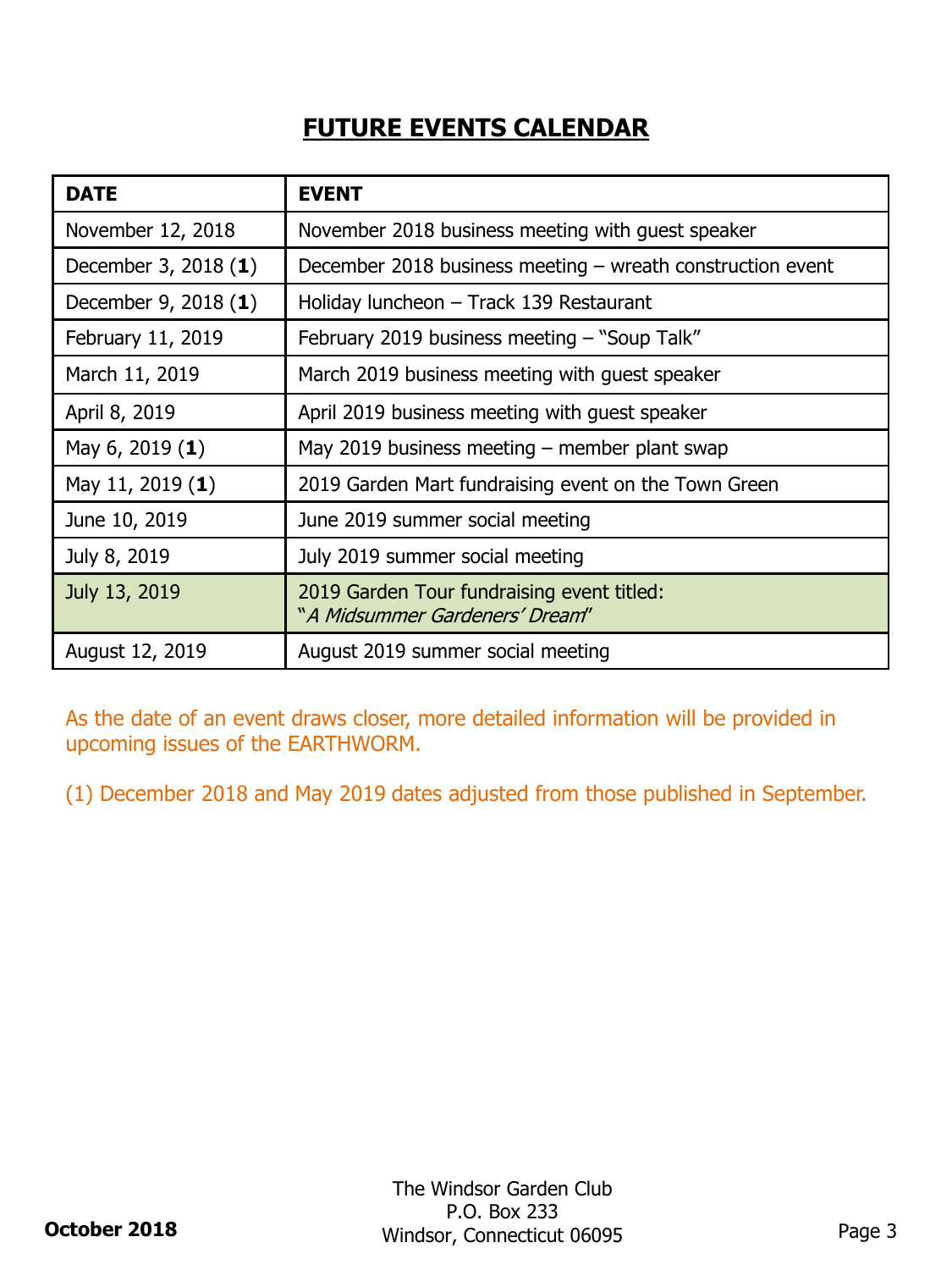# FUTURE EVENTS CALENDAR

| DATE | EVENT |
|---|---|
| November 12, 2018 | November 2018 business meeting with guest speaker |
| December 3, 2018 (**1**) | December 2018 business meeting – wreath construction event |
| December 9, 2018 (**1**) | Holiday luncheon – Track 139 Restaurant |
| February 11, 2019 | February 2019 business meeting – "Soup Talk" |
| March 11, 2019 | March 2019 business meeting with guest speaker |
| April 8, 2019 | April 2019 business meeting with guest speaker |
| May 6, 2019 (**1**) | May 2019 business meeting – member plant swap |
| May 11, 2019 (**1**) | 2019 Garden Mart fundraising event on the Town Green |
| June 10, 2019 | June 2019 summer social meeting |
| July 8, 2019 | July 2019 summer social meeting |
| July 13, 2019 | 2019 Garden Tour fundraising event titled: "*A Midsummer Gardeners' Dream*" |
| August 12, 2019 | August 2019 summer social meeting |

As the date of an event draws closer, more detailed information will be provided in upcoming issues of the EARTHWORM.

(1) December 2018 and May 2019 dates adjusted from those published in September.

**October 2018**

The Windsor Garden Club
P.O. Box 233
Windsor, Connecticut 06095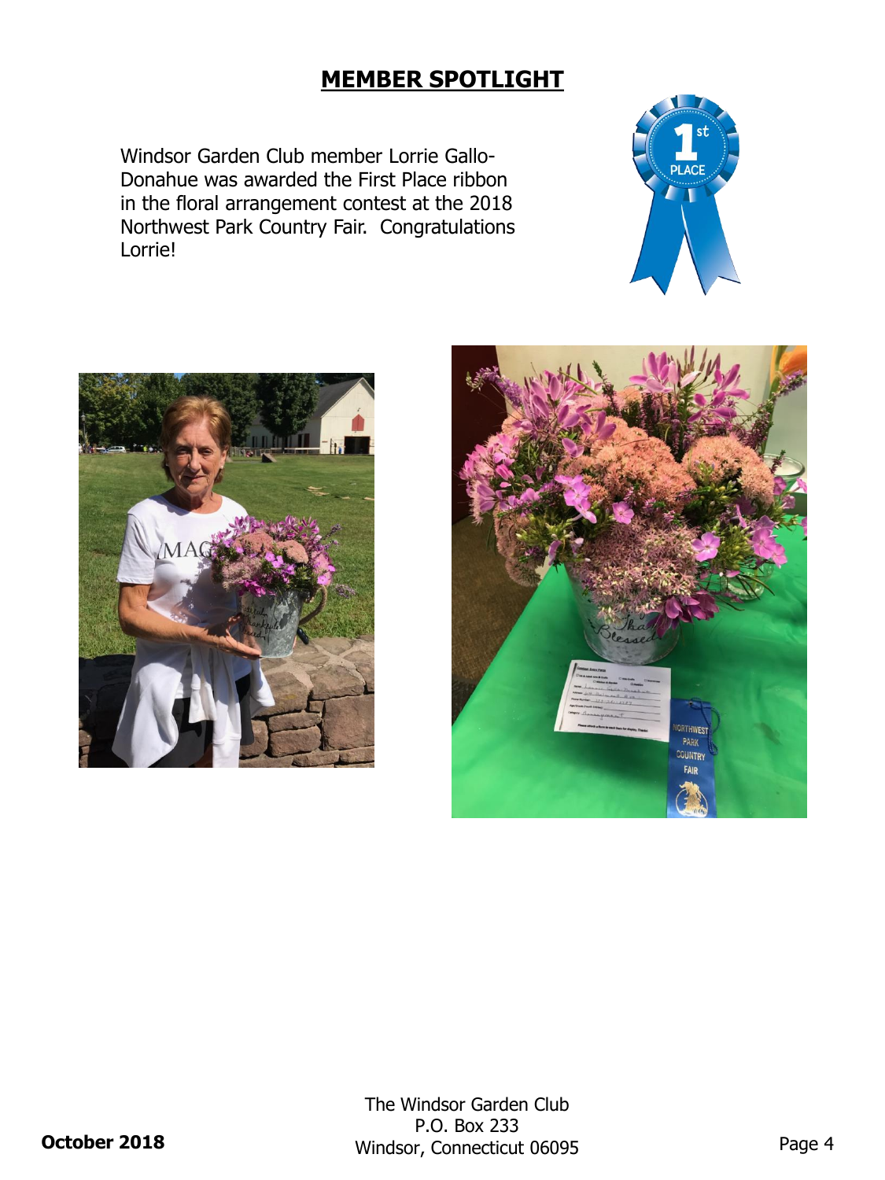## MEMBER SPOTLIGHT

Windsor Garden Club member Lorrie Gallo-Donahue was awarded the First Place ribbon in the floral arrangement contest at the 2018 Northwest Park Country Fair. Congratulations Lorrie!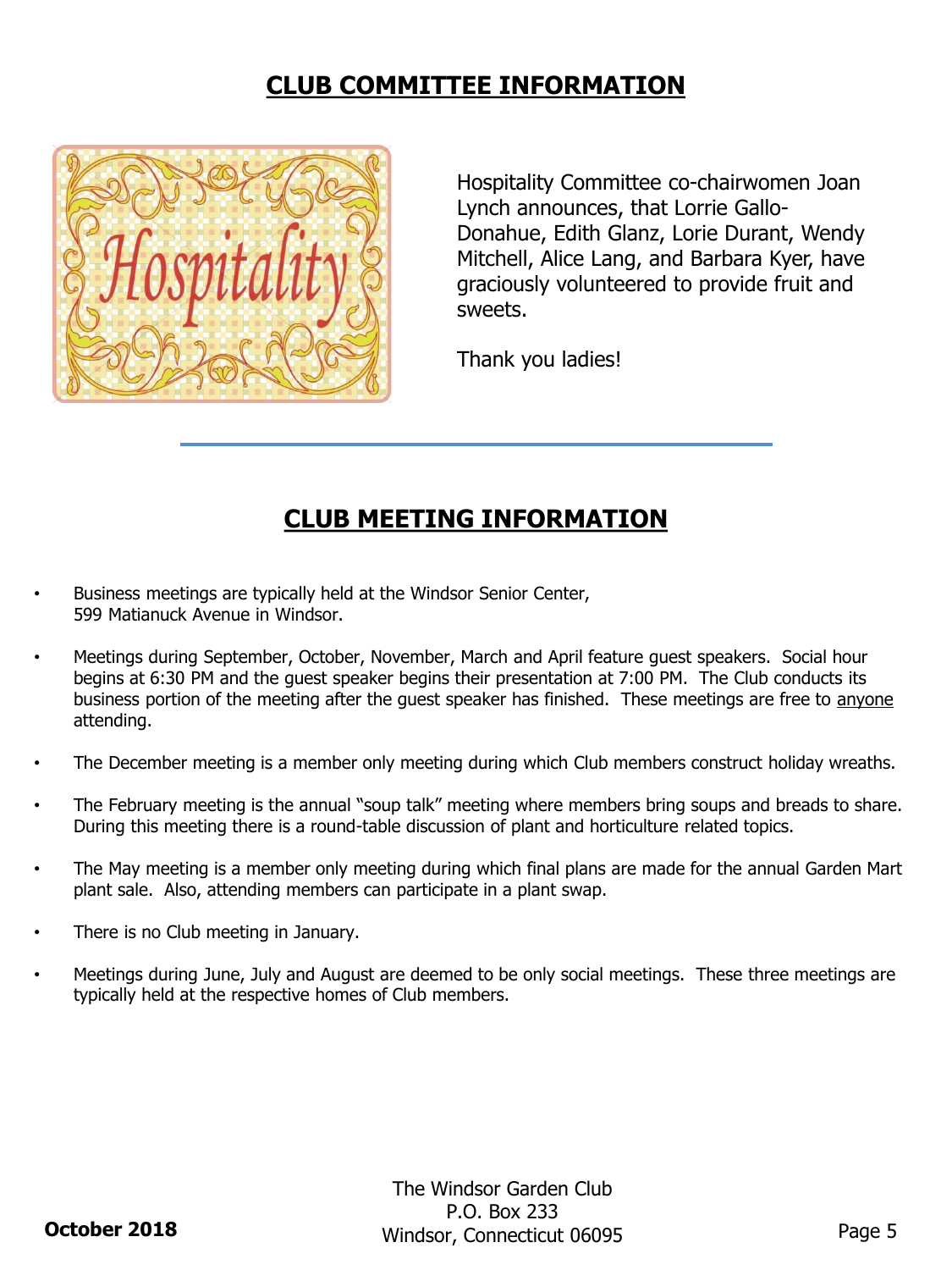## CLUB COMMITTEE INFORMATION

Hospitality Committee co-chairwomen Joan Lynch announces, that Lorrie Gallo-Donahue, Edith Glanz, Lorie Durant, Wendy Mitchell, Alice Lang, and Barbara Kyer, have graciously volunteered to provide fruit and sweets.

Thank you ladies!

## CLUB MEETING INFORMATION

- Business meetings are typically held at the Windsor Senior Center, 599 Matianuck Avenue in Windsor.
- Meetings during September, October, November, March and April feature guest speakers. Social hour begins at 6:30 PM and the guest speaker begins their presentation at 7:00 PM. The Club conducts its business portion of the meeting after the guest speaker has finished. These meetings are free to <u>anyone</u> attending.
- The December meeting is a member only meeting during which Club members construct holiday wreaths.
- The February meeting is the annual "soup talk" meeting where members bring soups and breads to share. During this meeting there is a round-table discussion of plant and horticulture related topics.
- The May meeting is a member only meeting during which final plans are made for the annual Garden Mart plant sale. Also, attending members can participate in a plant swap.
- There is no Club meeting in January.
- Meetings during June, July and August are deemed to be only social meetings. These three meetings are typically held at the respective homes of Club members.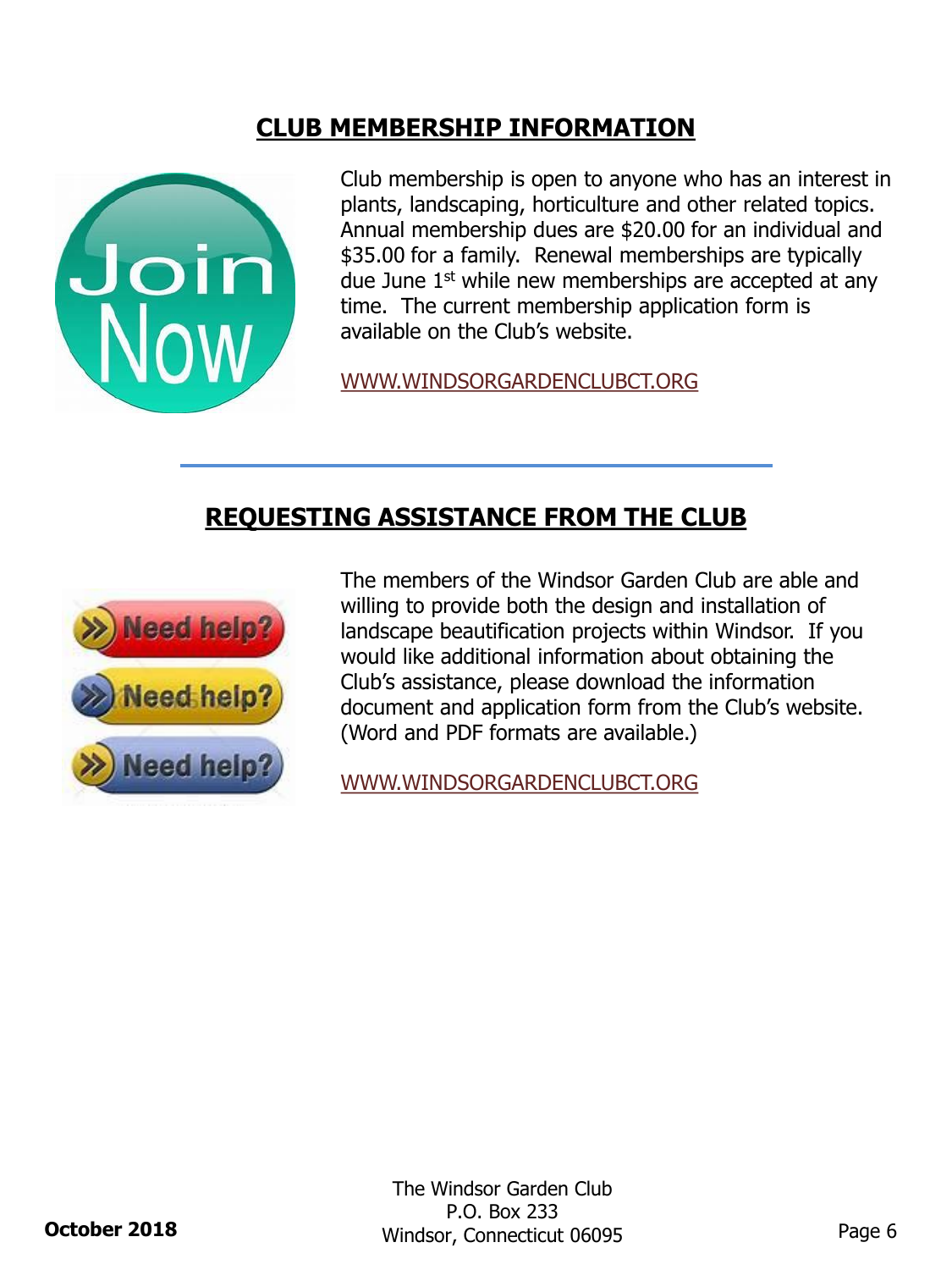## CLUB MEMBERSHIP INFORMATION

Club membership is open to anyone who has an interest in plants, landscaping, horticulture and other related topics. Annual membership dues are $20.00 for an individual and $35.00 for a family. Renewal memberships are typically due June 1st while new memberships are accepted at any time. The current membership application form is available on the Club's website.

WWW.WINDSORGARDENCLUBCT.ORG

---

## REQUESTING ASSISTANCE FROM THE CLUB

The members of the Windsor Garden Club are able and willing to provide both the design and installation of landscape beautification projects within Windsor. If you would like additional information about obtaining the Club's assistance, please download the information document and application form from the Club's website. (Word and PDF formats are available.)

WWW.WINDSORGARDENCLUBCT.ORG

The Windsor Garden Club
P.O. Box 233
Windsor, Connecticut 06095